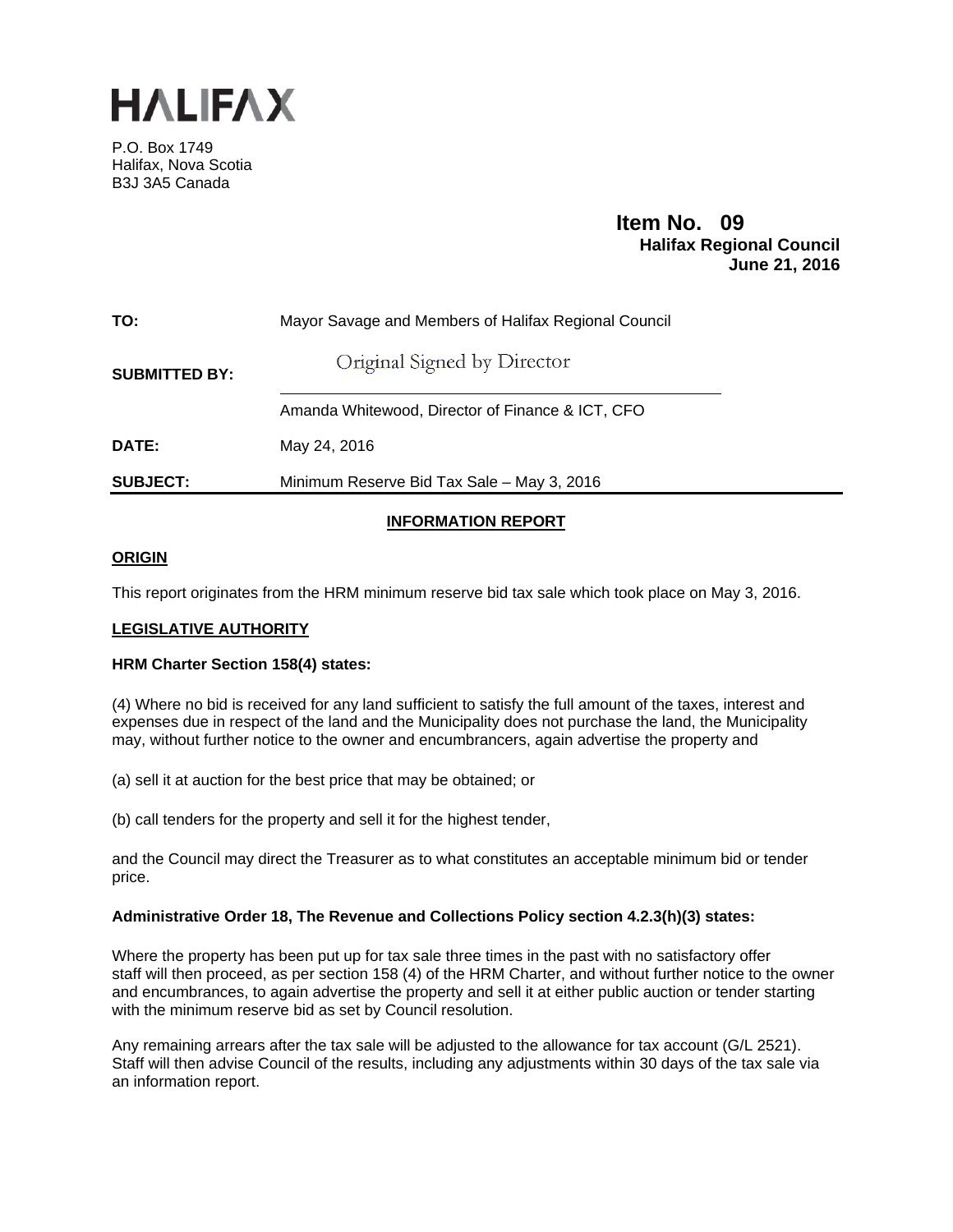HALIFAX

P.O. Box 1749
Halifax, Nova Scotia
B3J 3A5 Canada

**Item No. 09**
**Halifax Regional Council**
**June 21, 2016**

| | |
|---|---|
| **TO:** | Mayor Savage and Members of Halifax Regional Council |
| **SUBMITTED BY:** | Original Signed by Director |
| | Amanda Whitewood, Director of Finance & ICT, CFO |
| **DATE:** | May 24, 2016 |
| **SUBJECT:** | Minimum Reserve Bid Tax Sale – May 3, 2016 |

## INFORMATION REPORT

### ORIGIN

This report originates from the HRM minimum reserve bid tax sale which took place on May 3, 2016.

### LEGISLATIVE AUTHORITY

**HRM Charter Section 158(4) states:**

(4) Where no bid is received for any land sufficient to satisfy the full amount of the taxes, interest and expenses due in respect of the land and the Municipality does not purchase the land, the Municipality may, without further notice to the owner and encumbrancers, again advertise the property and

(a) sell it at auction for the best price that may be obtained; or

(b) call tenders for the property and sell it for the highest tender,

and the Council may direct the Treasurer as to what constitutes an acceptable minimum bid or tender price.

**Administrative Order 18, The Revenue and Collections Policy section 4.2.3(h)(3) states:**

Where the property has been put up for tax sale three times in the past with no satisfactory offer staff will then proceed, as per section 158 (4) of the HRM Charter, and without further notice to the owner and encumbrances, to again advertise the property and sell it at either public auction or tender starting with the minimum reserve bid as set by Council resolution.

Any remaining arrears after the tax sale will be adjusted to the allowance for tax account (G/L 2521). Staff will then advise Council of the results, including any adjustments within 30 days of the tax sale via an information report.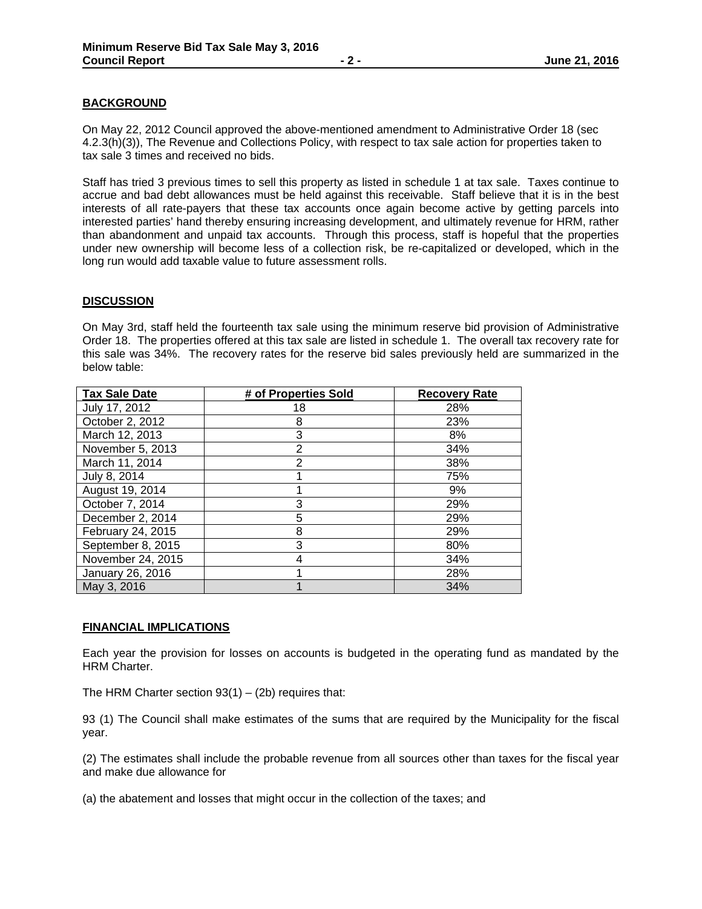## BACKGROUND

On May 22, 2012 Council approved the above-mentioned amendment to Administrative Order 18 (sec 4.2.3(h)(3)), The Revenue and Collections Policy, with respect to tax sale action for properties taken to tax sale 3 times and received no bids.

Staff has tried 3 previous times to sell this property as listed in schedule 1 at tax sale. Taxes continue to accrue and bad debt allowances must be held against this receivable. Staff believe that it is in the best interests of all rate-payers that these tax accounts once again become active by getting parcels into interested parties' hand thereby ensuring increasing development, and ultimately revenue for HRM, rather than abandonment and unpaid tax accounts. Through this process, staff is hopeful that the properties under new ownership will become less of a collection risk, be re-capitalized or developed, which in the long run would add taxable value to future assessment rolls.

## DISCUSSION

On May 3rd, staff held the fourteenth tax sale using the minimum reserve bid provision of Administrative Order 18. The properties offered at this tax sale are listed in schedule 1. The overall tax recovery rate for this sale was 34%. The recovery rates for the reserve bid sales previously held are summarized in the below table:

| Tax Sale Date | # of Properties Sold | Recovery Rate |
|---|---|---|
| July 17, 2012 | 18 | 28% |
| October 2, 2012 | 8 | 23% |
| March 12, 2013 | 3 | 8% |
| November 5, 2013 | 2 | 34% |
| March 11, 2014 | 2 | 38% |
| July 8, 2014 | 1 | 75% |
| August 19, 2014 | 1 | 9% |
| October 7, 2014 | 3 | 29% |
| December 2, 2014 | 5 | 29% |
| February 24, 2015 | 8 | 29% |
| September 8, 2015 | 3 | 80% |
| November 24, 2015 | 4 | 34% |
| January 26, 2016 | 1 | 28% |
| May 3, 2016 | 1 | 34% |

## FINANCIAL IMPLICATIONS

Each year the provision for losses on accounts is budgeted in the operating fund as mandated by the HRM Charter.

The HRM Charter section 93(1) – (2b) requires that:

93 (1) The Council shall make estimates of the sums that are required by the Municipality for the fiscal year.

(2) The estimates shall include the probable revenue from all sources other than taxes for the fiscal year and make due allowance for

(a) the abatement and losses that might occur in the collection of the taxes; and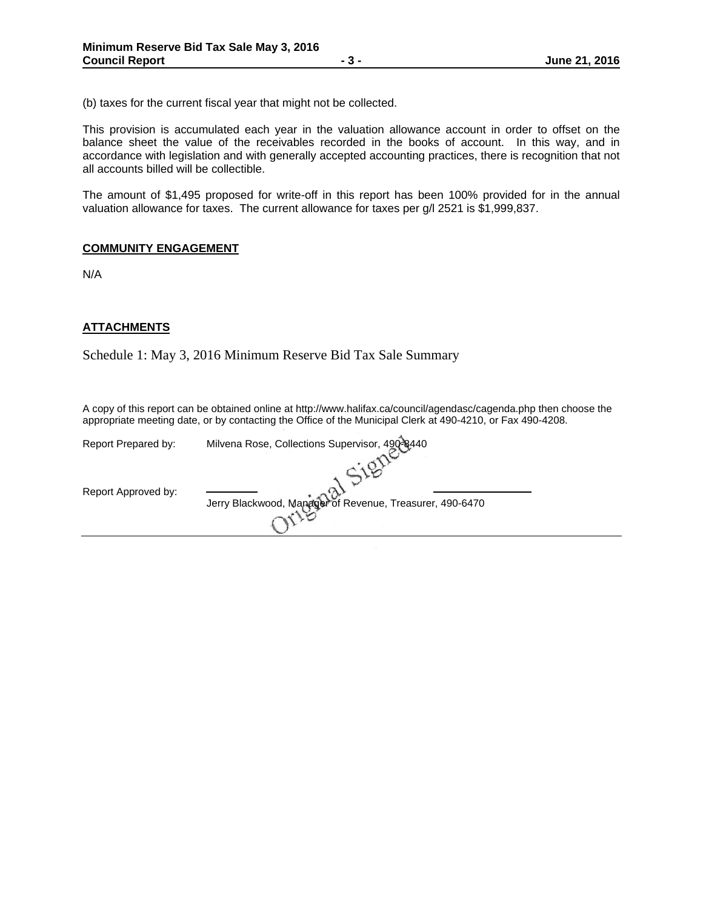(b) taxes for the current fiscal year that might not be collected.

This provision is accumulated each year in the valuation allowance account in order to offset on the balance sheet the value of the receivables recorded in the books of account. In this way, and in accordance with legislation and with generally accepted accounting practices, there is recognition that not all accounts billed will be collectible.

The amount of $1,495 proposed for write-off in this report has been 100% provided for in the annual valuation allowance for taxes. The current allowance for taxes per g/l 2521 is $1,999,837.

## COMMUNITY ENGAGEMENT

N/A

## ATTACHMENTS

Schedule 1: May 3, 2016 Minimum Reserve Bid Tax Sale Summary

A copy of this report can be obtained online at http://www.halifax.ca/council/agendasc/cagenda.php then choose the appropriate meeting date, or by contacting the Office of the Municipal Clerk at 490-4210, or Fax 490-4208.

Report Prepared by: Milvena Rose, Collections Supervisor, 490-8440

Original Signed

Report Approved by: Jerry Blackwood, Manager of Revenue, Treasurer, 490-6470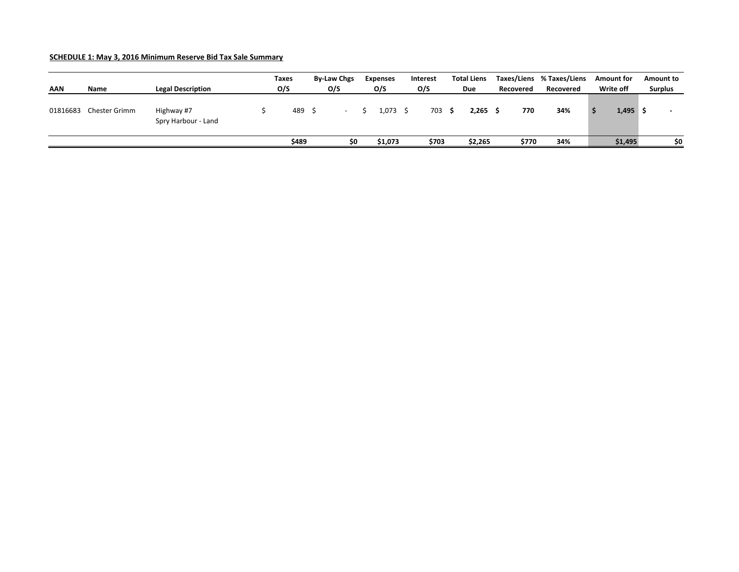**SCHEDULE 1: May 3, 2016 Minimum Reserve Bid Tax Sale Summary**

| AAN | Name | Legal Description | Taxes O/S | By-Law Chgs O/S | Expenses O/S | Interest O/S | Total Liens Due | Taxes/Liens Recovered | % Taxes/Liens Recovered | Amount for Write off | Amount to Surplus |
|---|---|---|---|---|---|---|---|---|---|---|---|
| 01816683 | Chester Grimm | Highway #7<br>Spry Harbour - Land | $ 489 | $ - | $ 1,073 | $ 703 | **$ 2,265** | **$ 770** | **34%** | **$ 1,495** | **$ -** |
| | | | **$489** | **$0** | **$1,073** | **$703** | **$2,265** | **$770** | **34%** | **$1,495** | **$0** |